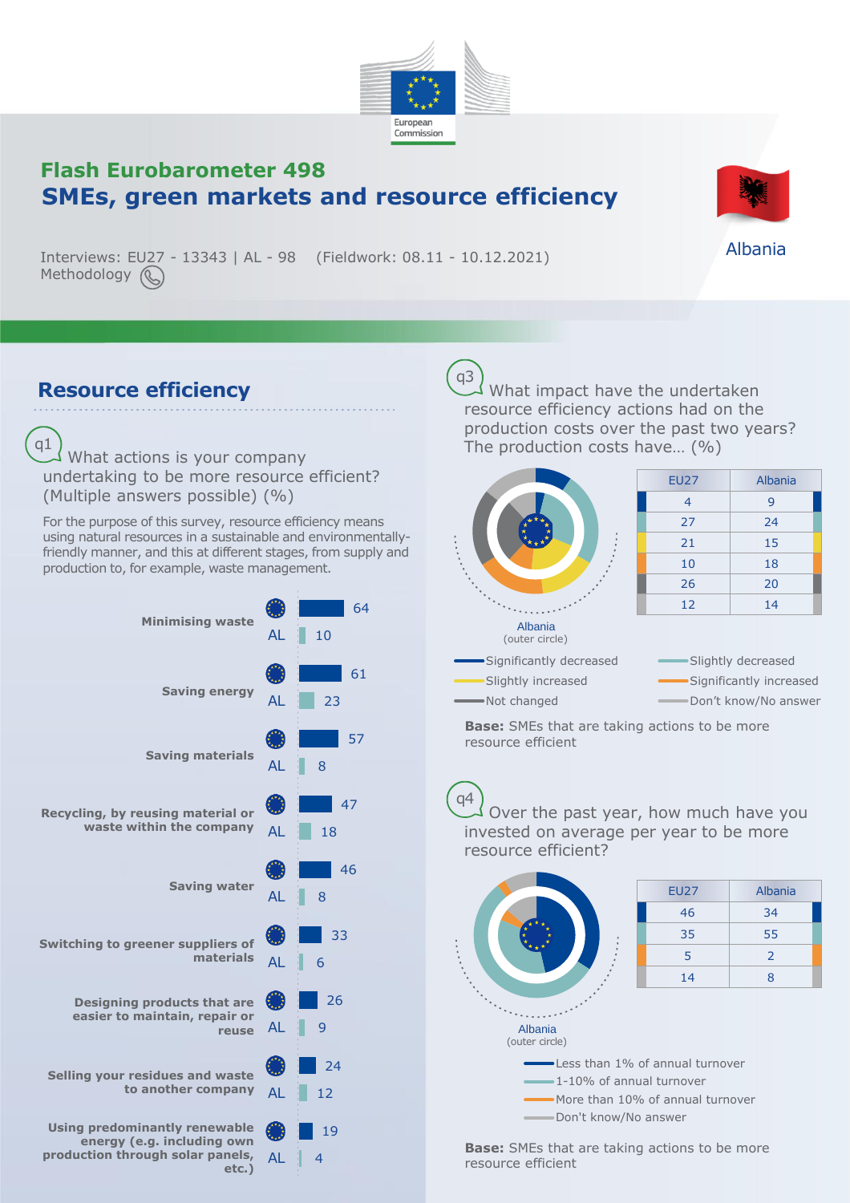# Flash Eurobarometer 498
## SMEs, green markets and resource efficiency

Albania

Interviews: EU27 - 13343 | AL - 98    (Fieldwork: 08.11 - 10.12.2021)
Methodology

## Resource efficiency

### q1 What actions is your company undertaking to be more resource efficient? (Multiple answers possible) (%)

For the purpose of this survey, resource efficiency means using natural resources in a sustainable and environmentally-friendly manner, and this at different stages, from supply and production to, for example, waste management.

| Action | EU27 | AL |
|---|---|---|
| Minimising waste | 64 | 10 |
| Saving energy | 61 | 23 |
| Saving materials | 57 | 8 |
| Recycling, by reusing material or waste within the company | 47 | 18 |
| Saving water | 46 | 8 |
| Switching to greener suppliers of materials | 33 | 6 |
| Designing products that are easier to maintain, repair or reuse | 26 | 9 |
| Selling your residues and waste to another company | 24 | 12 |
| Using predominantly renewable energy (e.g. including own production through solar panels, etc.) | 19 | 4 |

### q3 What impact have the undertaken resource efficiency actions had on the production costs over the past two years? The production costs have... (%)

| | EU27 | Albania |
|---|---|---|
| Significantly decreased | 4 | 9 |
| Slightly decreased | 27 | 24 |
| Slightly increased | 21 | 15 |
| Significantly increased | 10 | 18 |
| Not changed | 26 | 20 |
| Don't know/No answer | 12 | 14 |

Albania (outer circle)

**Base:** SMEs that are taking actions to be more resource efficient

### q4 Over the past year, how much have you invested on average per year to be more resource efficient?

| | EU27 | Albania |
|---|---|---|
| Less than 1% of annual turnover | 46 | 34 |
| 1-10% of annual turnover | 35 | 55 |
| More than 10% of annual turnover | 5 | 2 |
| Don't know/No answer | 14 | 8 |

Albania (outer circle)

**Base:** SMEs that are taking actions to be more resource efficient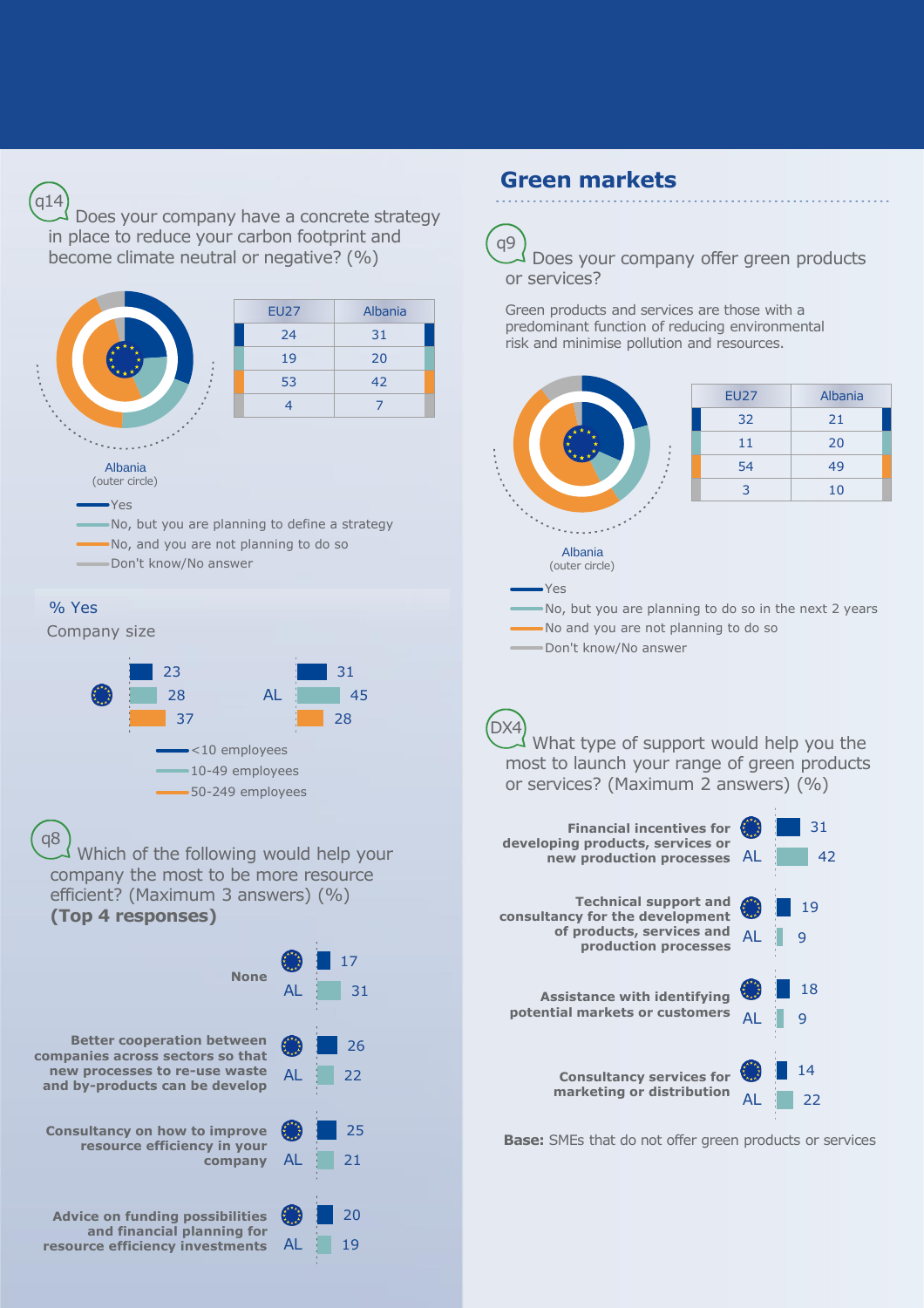q14 Does your company have a concrete strategy in place to reduce your carbon footprint and become climate neutral or negative? (%)

| EU27 | Albania |
|---|---|
| 24 | 31 |
| 19 | 20 |
| 53 | 42 |
| 4 | 7 |

Albania
(outer circle)

Yes
No, but you are planning to define a strategy
No, and you are not planning to do so
Don't know/No answer

% Yes
Company size

23
28
37
AL
31
45
28

<10 employees
10-49 employees
50-249 employees

q8 Which of the following would help your company the most to be more resource efficient? (Maximum 3 answers) (%)
**(Top 4 responses)**

**None**
17
AL 31

**Better cooperation between companies across sectors so that new processes to re-use waste and by-products can be develop**
26
AL 22

**Consultancy on how to improve resource efficiency in your company**
25
AL 21

**Advice on funding possibilities and financial planning for resource efficiency investments**
20
AL 19

## Green markets

q9 Does your company offer green products or services?

Green products and services are those with a predominant function of reducing environmental risk and minimise pollution and resources.

| EU27 | Albania |
|---|---|
| 32 | 21 |
| 11 | 20 |
| 54 | 49 |
| 3 | 10 |

Albania
(outer circle)

Yes
No, but you are planning to do so in the next 2 years
No and you are not planning to do so
Don't know/No answer

DX4 What type of support would help you the most to launch your range of green products or services? (Maximum 2 answers) (%)

**Financial incentives for developing products, services or new production processes**
31
AL 42

**Technical support and consultancy for the development of products, services and production processes**
19
AL 9

**Assistance with identifying potential markets or customers**
18
AL 9

**Consultancy services for marketing or distribution**
14
AL 22

**Base:** SMEs that do not offer green products or services